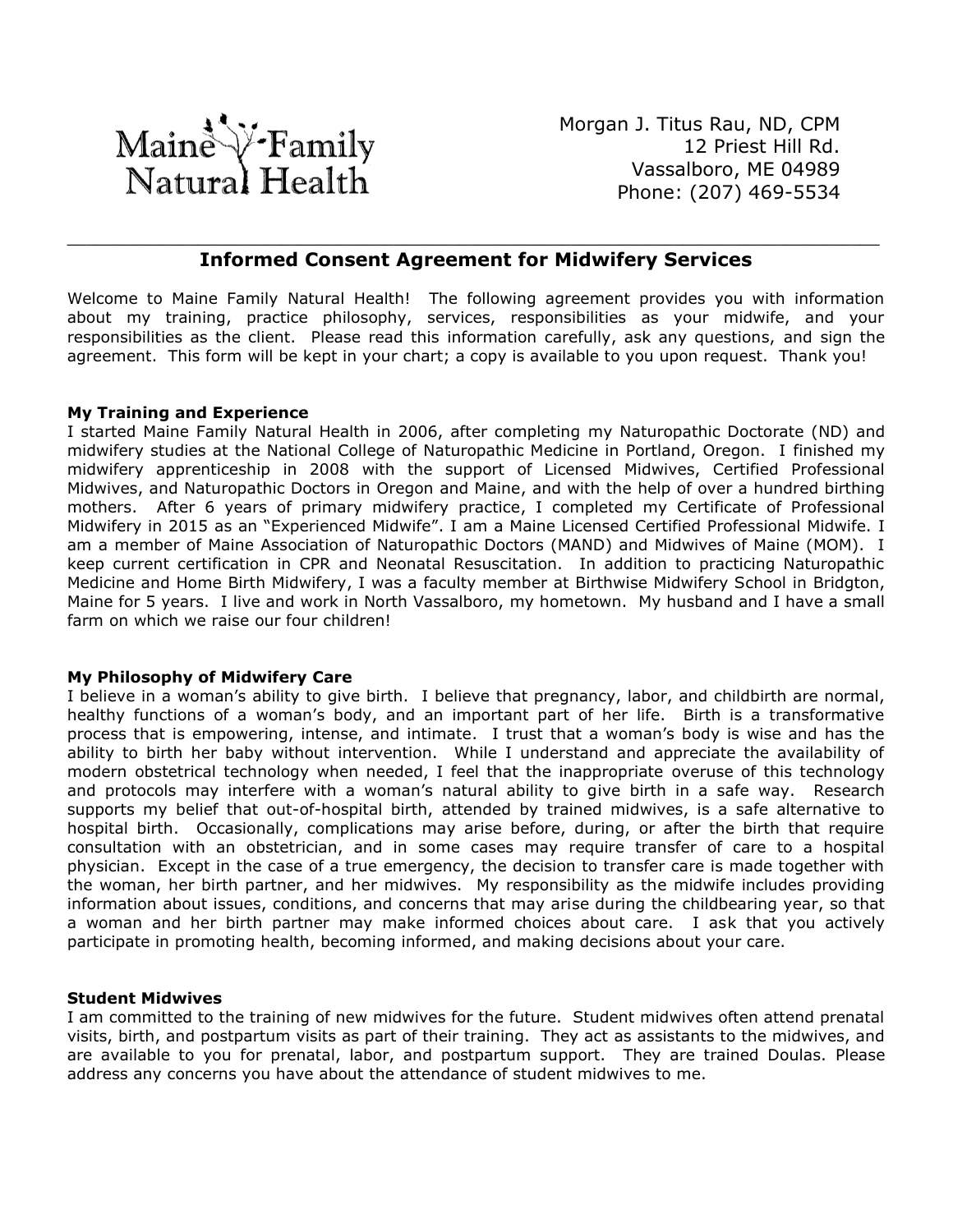Maine Family Natural Health

Morgan J. Titus Rau, ND, CPM
12 Priest Hill Rd.
Vassalboro, ME 04989
Phone: (207) 469-5534

---

# Informed Consent Agreement for Midwifery Services

Welcome to Maine Family Natural Health! The following agreement provides you with information about my training, practice philosophy, services, responsibilities as your midwife, and your responsibilities as the client. Please read this information carefully, ask any questions, and sign the agreement. This form will be kept in your chart; a copy is available to you upon request. Thank you!

**My Training and Experience**

I started Maine Family Natural Health in 2006, after completing my Naturopathic Doctorate (ND) and midwifery studies at the National College of Naturopathic Medicine in Portland, Oregon. I finished my midwifery apprenticeship in 2008 with the support of Licensed Midwives, Certified Professional Midwives, and Naturopathic Doctors in Oregon and Maine, and with the help of over a hundred birthing mothers. After 6 years of primary midwifery practice, I completed my Certificate of Professional Midwifery in 2015 as an "Experienced Midwife". I am a Maine Licensed Certified Professional Midwife. I am a member of Maine Association of Naturopathic Doctors (MAND) and Midwives of Maine (MOM). I keep current certification in CPR and Neonatal Resuscitation. In addition to practicing Naturopathic Medicine and Home Birth Midwifery, I was a faculty member at Birthwise Midwifery School in Bridgton, Maine for 5 years. I live and work in North Vassalboro, my hometown. My husband and I have a small farm on which we raise our four children!

**My Philosophy of Midwifery Care**

I believe in a woman's ability to give birth. I believe that pregnancy, labor, and childbirth are normal, healthy functions of a woman's body, and an important part of her life. Birth is a transformative process that is empowering, intense, and intimate. I trust that a woman's body is wise and has the ability to birth her baby without intervention. While I understand and appreciate the availability of modern obstetrical technology when needed, I feel that the inappropriate overuse of this technology and protocols may interfere with a woman's natural ability to give birth in a safe way. Research supports my belief that out-of-hospital birth, attended by trained midwives, is a safe alternative to hospital birth. Occasionally, complications may arise before, during, or after the birth that require consultation with an obstetrician, and in some cases may require transfer of care to a hospital physician. Except in the case of a true emergency, the decision to transfer care is made together with the woman, her birth partner, and her midwives. My responsibility as the midwife includes providing information about issues, conditions, and concerns that may arise during the childbearing year, so that a woman and her birth partner may make informed choices about care. I ask that you actively participate in promoting health, becoming informed, and making decisions about your care.

**Student Midwives**

I am committed to the training of new midwives for the future. Student midwives often attend prenatal visits, birth, and postpartum visits as part of their training. They act as assistants to the midwives, and are available to you for prenatal, labor, and postpartum support. They are trained Doulas. Please address any concerns you have about the attendance of student midwives to me.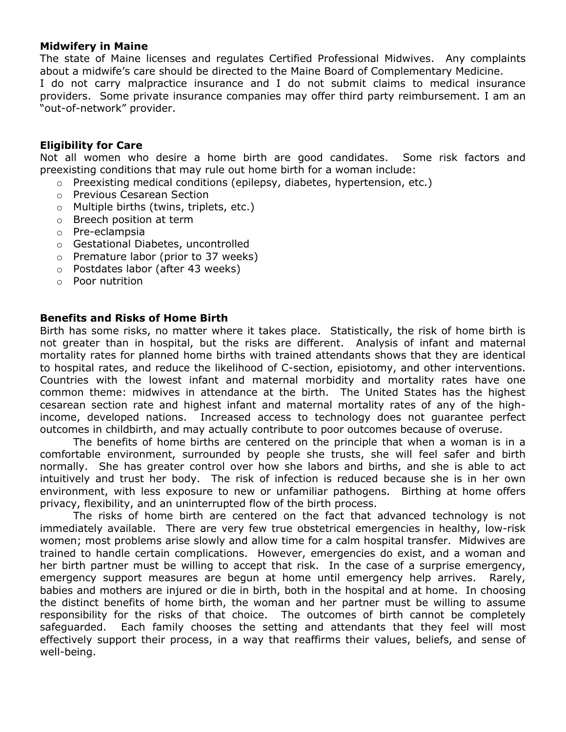**Midwifery in Maine**

The state of Maine licenses and regulates Certified Professional Midwives. Any complaints about a midwife's care should be directed to the Maine Board of Complementary Medicine.
I do not carry malpractice insurance and I do not submit claims to medical insurance providers. Some private insurance companies may offer third party reimbursement. I am an "out-of-network" provider.

**Eligibility for Care**

Not all women who desire a home birth are good candidates. Some risk factors and preexisting conditions that may rule out home birth for a woman include:

- Preexisting medical conditions (epilepsy, diabetes, hypertension, etc.)
- Previous Cesarean Section
- Multiple births (twins, triplets, etc.)
- Breech position at term
- Pre-eclampsia
- Gestational Diabetes, uncontrolled
- Premature labor (prior to 37 weeks)
- Postdates labor (after 43 weeks)
- Poor nutrition

**Benefits and Risks of Home Birth**

Birth has some risks, no matter where it takes place. Statistically, the risk of home birth is not greater than in hospital, but the risks are different. Analysis of infant and maternal mortality rates for planned home births with trained attendants shows that they are identical to hospital rates, and reduce the likelihood of C-section, episiotomy, and other interventions. Countries with the lowest infant and maternal morbidity and mortality rates have one common theme: midwives in attendance at the birth. The United States has the highest cesarean section rate and highest infant and maternal mortality rates of any of the high-income, developed nations. Increased access to technology does not guarantee perfect outcomes in childbirth, and may actually contribute to poor outcomes because of overuse.

The benefits of home births are centered on the principle that when a woman is in a comfortable environment, surrounded by people she trusts, she will feel safer and birth normally. She has greater control over how she labors and births, and she is able to act intuitively and trust her body. The risk of infection is reduced because she is in her own environment, with less exposure to new or unfamiliar pathogens. Birthing at home offers privacy, flexibility, and an uninterrupted flow of the birth process.

The risks of home birth are centered on the fact that advanced technology is not immediately available. There are very few true obstetrical emergencies in healthy, low-risk women; most problems arise slowly and allow time for a calm hospital transfer. Midwives are trained to handle certain complications. However, emergencies do exist, and a woman and her birth partner must be willing to accept that risk. In the case of a surprise emergency, emergency support measures are begun at home until emergency help arrives. Rarely, babies and mothers are injured or die in birth, both in the hospital and at home. In choosing the distinct benefits of home birth, the woman and her partner must be willing to assume responsibility for the risks of that choice. The outcomes of birth cannot be completely safeguarded. Each family chooses the setting and attendants that they feel will most effectively support their process, in a way that reaffirms their values, beliefs, and sense of well-being.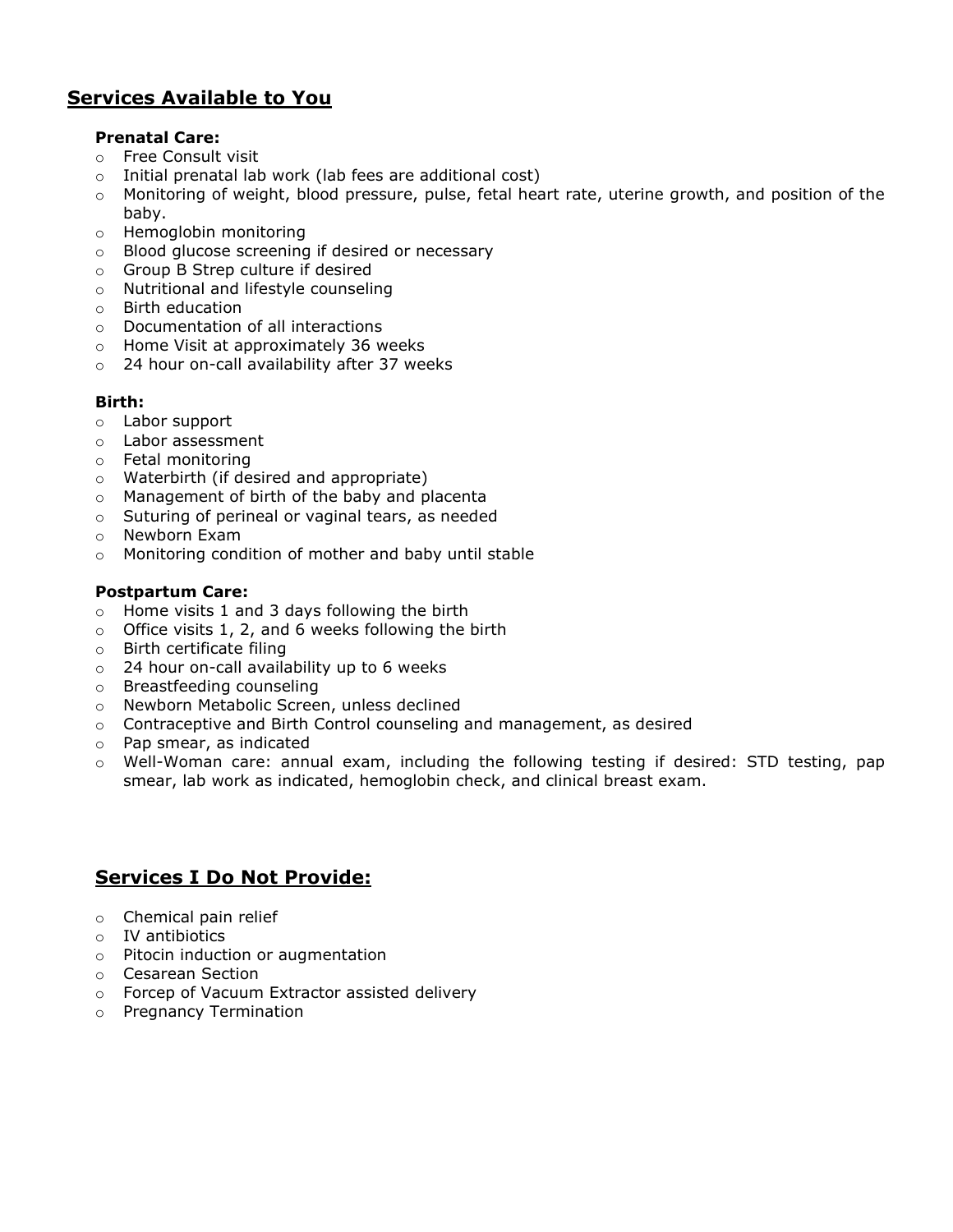## Services Available to You

**Prenatal Care:**

- Free Consult visit
- Initial prenatal lab work (lab fees are additional cost)
- Monitoring of weight, blood pressure, pulse, fetal heart rate, uterine growth, and position of the baby.
- Hemoglobin monitoring
- Blood glucose screening if desired or necessary
- Group B Strep culture if desired
- Nutritional and lifestyle counseling
- Birth education
- Documentation of all interactions
- Home Visit at approximately 36 weeks
- 24 hour on-call availability after 37 weeks

**Birth:**

- Labor support
- Labor assessment
- Fetal monitoring
- Waterbirth (if desired and appropriate)
- Management of birth of the baby and placenta
- Suturing of perineal or vaginal tears, as needed
- Newborn Exam
- Monitoring condition of mother and baby until stable

**Postpartum Care:**

- Home visits 1 and 3 days following the birth
- Office visits 1, 2, and 6 weeks following the birth
- Birth certificate filing
- 24 hour on-call availability up to 6 weeks
- Breastfeeding counseling
- Newborn Metabolic Screen, unless declined
- Contraceptive and Birth Control counseling and management, as desired
- Pap smear, as indicated
- Well-Woman care: annual exam, including the following testing if desired: STD testing, pap smear, lab work as indicated, hemoglobin check, and clinical breast exam.

## Services I Do Not Provide:

- Chemical pain relief
- IV antibiotics
- Pitocin induction or augmentation
- Cesarean Section
- Forcep of Vacuum Extractor assisted delivery
- Pregnancy Termination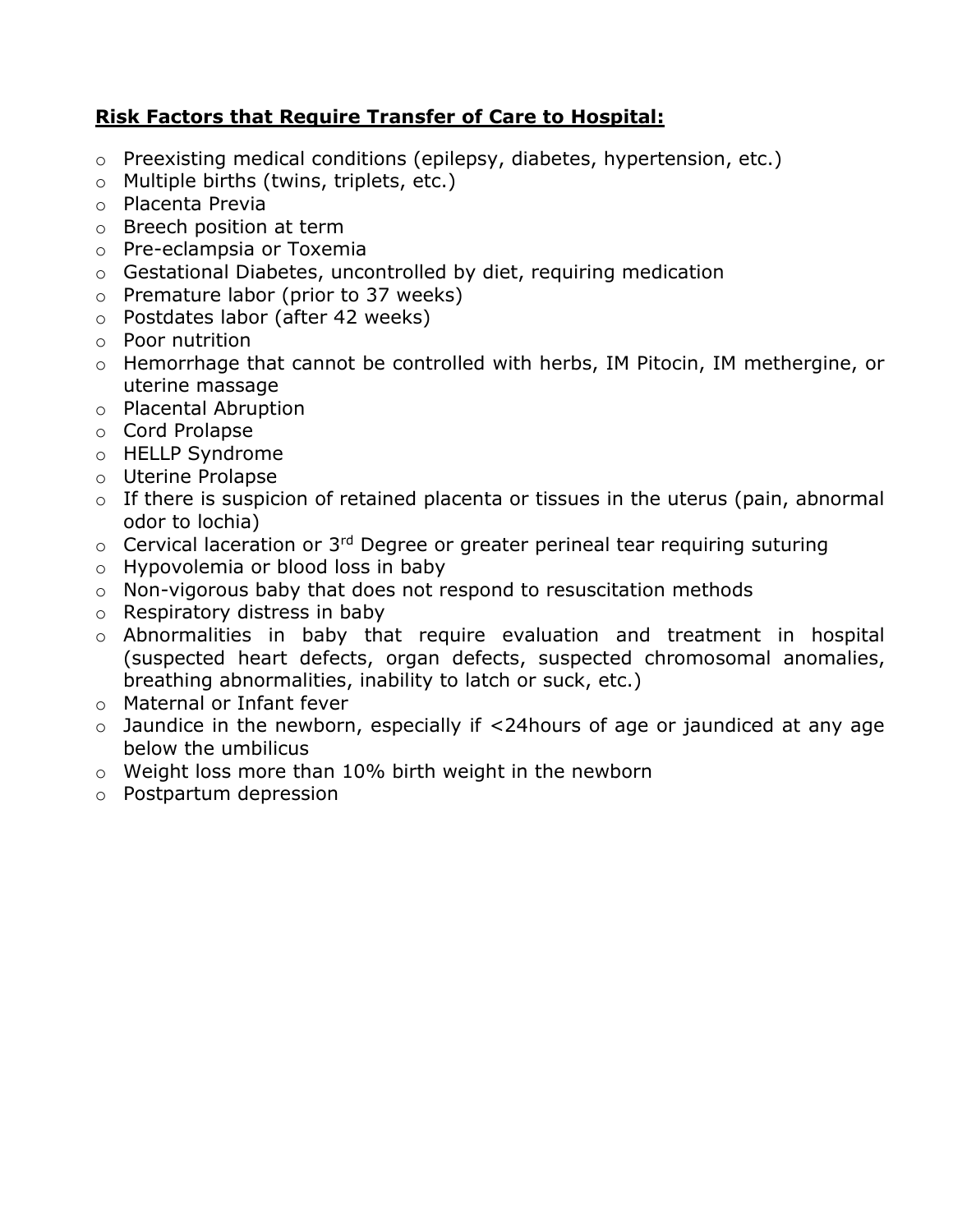**Risk Factors that Require Transfer of Care to Hospital:**

- Preexisting medical conditions (epilepsy, diabetes, hypertension, etc.)
- Multiple births (twins, triplets, etc.)
- Placenta Previa
- Breech position at term
- Pre-eclampsia or Toxemia
- Gestational Diabetes, uncontrolled by diet, requiring medication
- Premature labor (prior to 37 weeks)
- Postdates labor (after 42 weeks)
- Poor nutrition
- Hemorrhage that cannot be controlled with herbs, IM Pitocin, IM methergine, or uterine massage
- Placental Abruption
- Cord Prolapse
- HELLP Syndrome
- Uterine Prolapse
- If there is suspicion of retained placenta or tissues in the uterus (pain, abnormal odor to lochia)
- Cervical laceration or 3rd Degree or greater perineal tear requiring suturing
- Hypovolemia or blood loss in baby
- Non-vigorous baby that does not respond to resuscitation methods
- Respiratory distress in baby
- Abnormalities in baby that require evaluation and treatment in hospital (suspected heart defects, organ defects, suspected chromosomal anomalies, breathing abnormalities, inability to latch or suck, etc.)
- Maternal or Infant fever
- Jaundice in the newborn, especially if <24hours of age or jaundiced at any age below the umbilicus
- Weight loss more than 10% birth weight in the newborn
- Postpartum depression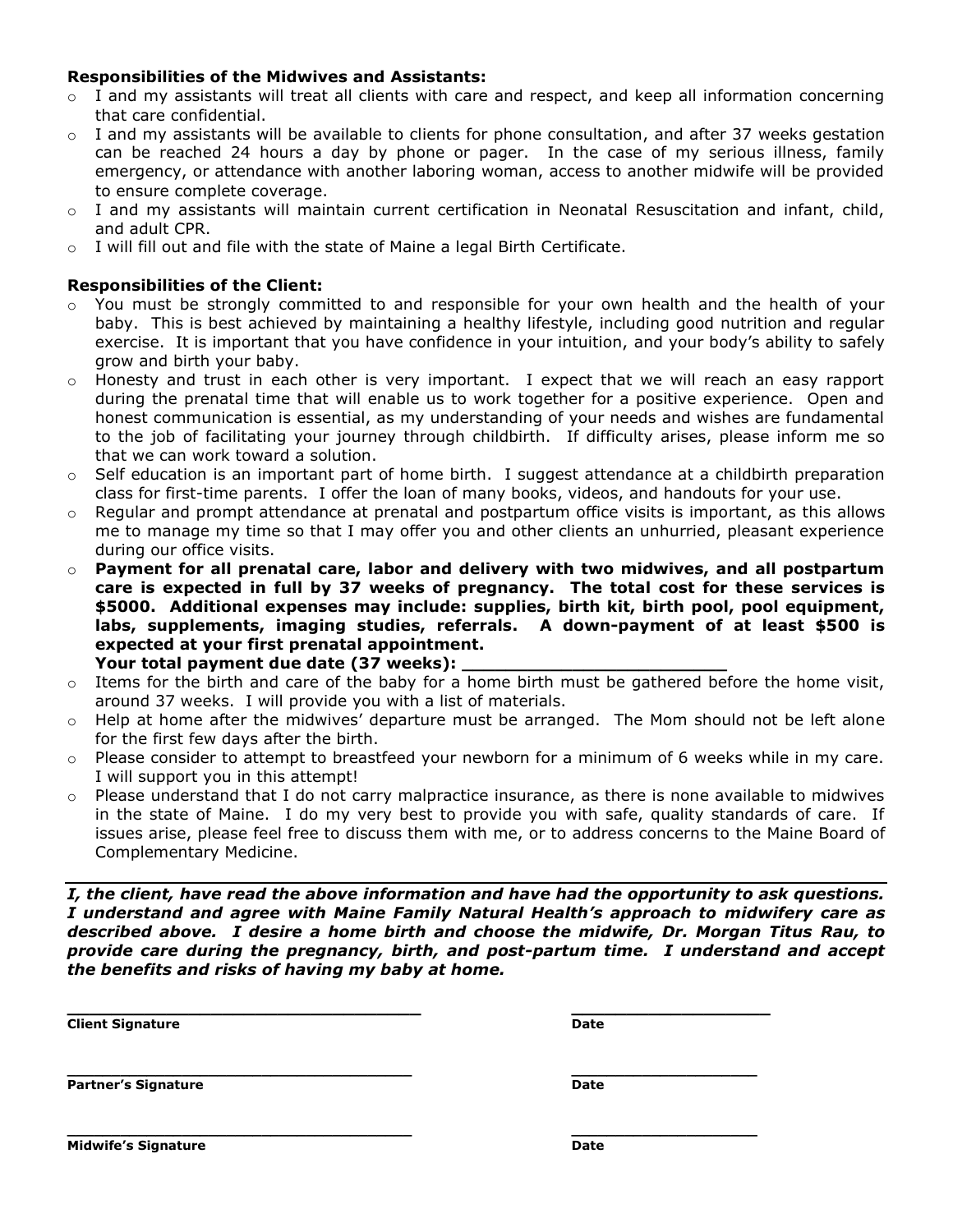**Responsibilities of the Midwives and Assistants:**

- I and my assistants will treat all clients with care and respect, and keep all information concerning that care confidential.
- I and my assistants will be available to clients for phone consultation, and after 37 weeks gestation can be reached 24 hours a day by phone or pager. In the case of my serious illness, family emergency, or attendance with another laboring woman, access to another midwife will be provided to ensure complete coverage.
- I and my assistants will maintain current certification in Neonatal Resuscitation and infant, child, and adult CPR.
- I will fill out and file with the state of Maine a legal Birth Certificate.

**Responsibilities of the Client:**

- You must be strongly committed to and responsible for your own health and the health of your baby. This is best achieved by maintaining a healthy lifestyle, including good nutrition and regular exercise. It is important that you have confidence in your intuition, and your body's ability to safely grow and birth your baby.
- Honesty and trust in each other is very important. I expect that we will reach an easy rapport during the prenatal time that will enable us to work together for a positive experience. Open and honest communication is essential, as my understanding of your needs and wishes are fundamental to the job of facilitating your journey through childbirth. If difficulty arises, please inform me so that we can work toward a solution.
- Self education is an important part of home birth. I suggest attendance at a childbirth preparation class for first-time parents. I offer the loan of many books, videos, and handouts for your use.
- Regular and prompt attendance at prenatal and postpartum office visits is important, as this allows me to manage my time so that I may offer you and other clients an unhurried, pleasant experience during our office visits.
- **Payment for all prenatal care, labor and delivery with two midwives, and all postpartum care is expected in full by 37 weeks of pregnancy. The total cost for these services is $5000. Additional expenses may include: supplies, birth kit, birth pool, pool equipment, labs, supplements, imaging studies, referrals. A down-payment of at least $500 is expected at your first prenatal appointment.**
  **Your total payment due date (37 weeks): ________________________**
- Items for the birth and care of the baby for a home birth must be gathered before the home visit, around 37 weeks. I will provide you with a list of materials.
- Help at home after the midwives' departure must be arranged. The Mom should not be left alone for the first few days after the birth.
- Please consider to attempt to breastfeed your newborn for a minimum of 6 weeks while in my care. I will support you in this attempt!
- Please understand that I do not carry malpractice insurance, as there is none available to midwives in the state of Maine. I do my very best to provide you with safe, quality standards of care. If issues arise, please feel free to discuss them with me, or to address concerns to the Maine Board of Complementary Medicine.

---

***I, the client, have read the above information and have had the opportunity to ask questions. I understand and agree with Maine Family Natural Health's approach to midwifery care as described above. I desire a home birth and choose the midwife, Dr. Morgan Titus Rau, to provide care during the pregnancy, birth, and post-partum time. I understand and accept the benefits and risks of having my baby at home.***

___________________________________ ____________________
**Client Signature** **Date**

___________________________________ ____________________
**Partner's Signature** **Date**

___________________________________ ____________________
**Midwife's Signature** **Date**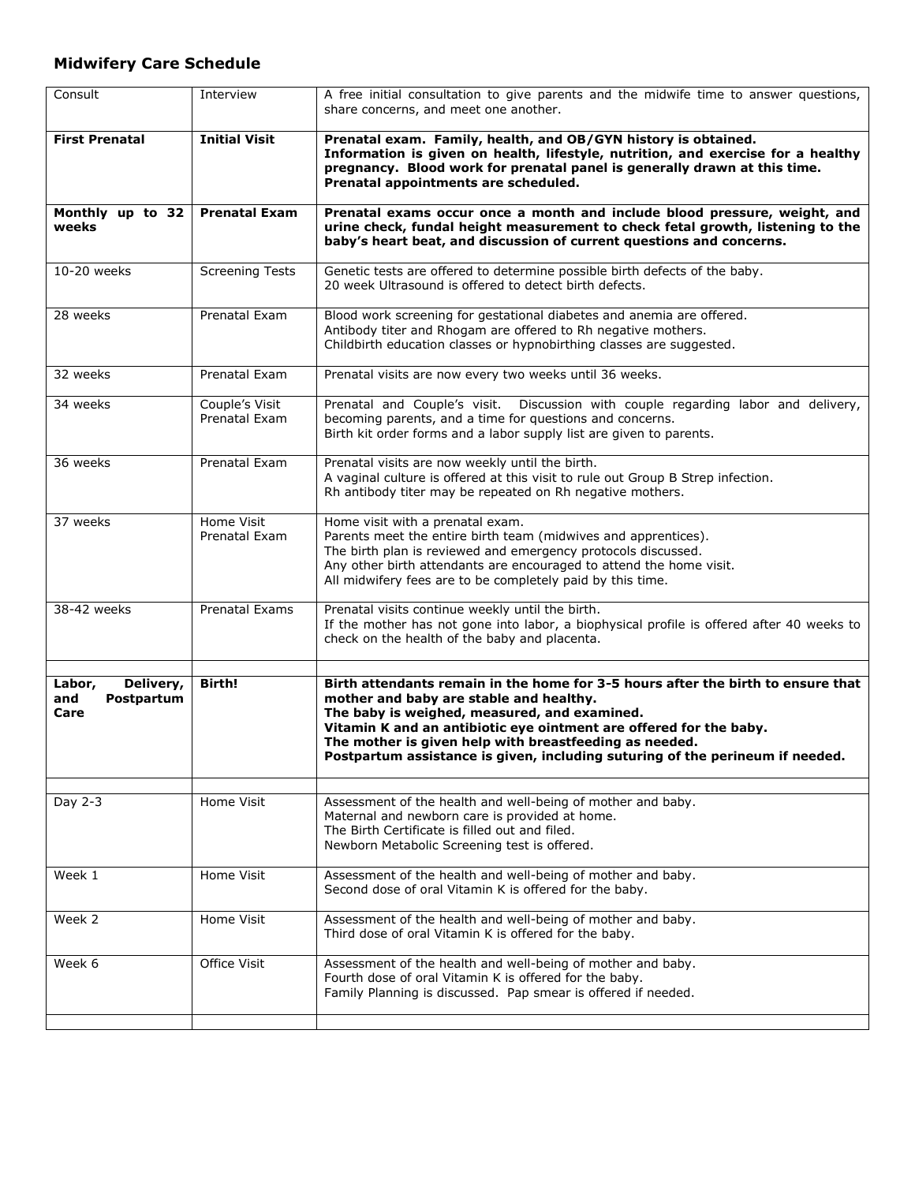## Midwifery Care Schedule

| | | |
|---|---|---|
| Consult | Interview | A free initial consultation to give parents and the midwife time to answer questions, share concerns, and meet one another. |
| **First Prenatal** | **Initial Visit** | **Prenatal exam. Family, health, and OB/GYN history is obtained. Information is given on health, lifestyle, nutrition, and exercise for a healthy pregnancy. Blood work for prenatal panel is generally drawn at this time. Prenatal appointments are scheduled.** |
| **Monthly up to 32 weeks** | **Prenatal Exam** | **Prenatal exams occur once a month and include blood pressure, weight, and urine check, fundal height measurement to check fetal growth, listening to the baby's heart beat, and discussion of current questions and concerns.** |
| 10-20 weeks | Screening Tests | Genetic tests are offered to determine possible birth defects of the baby.<br>20 week Ultrasound is offered to detect birth defects. |
| 28 weeks | Prenatal Exam | Blood work screening for gestational diabetes and anemia are offered.<br>Antibody titer and Rhogam are offered to Rh negative mothers.<br>Childbirth education classes or hypnobirthing classes are suggested. |
| 32 weeks | Prenatal Exam | Prenatal visits are now every two weeks until 36 weeks. |
| 34 weeks | Couple's Visit<br>Prenatal Exam | Prenatal and Couple's visit. Discussion with couple regarding labor and delivery, becoming parents, and a time for questions and concerns.<br>Birth kit order forms and a labor supply list are given to parents. |
| 36 weeks | Prenatal Exam | Prenatal visits are now weekly until the birth.<br>A vaginal culture is offered at this visit to rule out Group B Strep infection.<br>Rh antibody titer may be repeated on Rh negative mothers. |
| 37 weeks | Home Visit<br>Prenatal Exam | Home visit with a prenatal exam.<br>Parents meet the entire birth team (midwives and apprentices).<br>The birth plan is reviewed and emergency protocols discussed.<br>Any other birth attendants are encouraged to attend the home visit.<br>All midwifery fees are to be completely paid by this time. |
| 38-42 weeks | Prenatal Exams | Prenatal visits continue weekly until the birth.<br>If the mother has not gone into labor, a biophysical profile is offered after 40 weeks to check on the health of the baby and placenta. |
| | | |
| **Labor, Delivery, and Postpartum Care** | **Birth!** | **Birth attendants remain in the home for 3-5 hours after the birth to ensure that mother and baby are stable and healthy.<br>The baby is weighed, measured, and examined.<br>Vitamin K and an antibiotic eye ointment are offered for the baby.<br>The mother is given help with breastfeeding as needed.<br>Postpartum assistance is given, including suturing of the perineum if needed.** |
| | | |
| Day 2-3 | Home Visit | Assessment of the health and well-being of mother and baby.<br>Maternal and newborn care is provided at home.<br>The Birth Certificate is filled out and filed.<br>Newborn Metabolic Screening test is offered. |
| Week 1 | Home Visit | Assessment of the health and well-being of mother and baby.<br>Second dose of oral Vitamin K is offered for the baby. |
| Week 2 | Home Visit | Assessment of the health and well-being of mother and baby.<br>Third dose of oral Vitamin K is offered for the baby. |
| Week 6 | Office Visit | Assessment of the health and well-being of mother and baby.<br>Fourth dose of oral Vitamin K is offered for the baby.<br>Family Planning is discussed. Pap smear is offered if needed. |
| | | |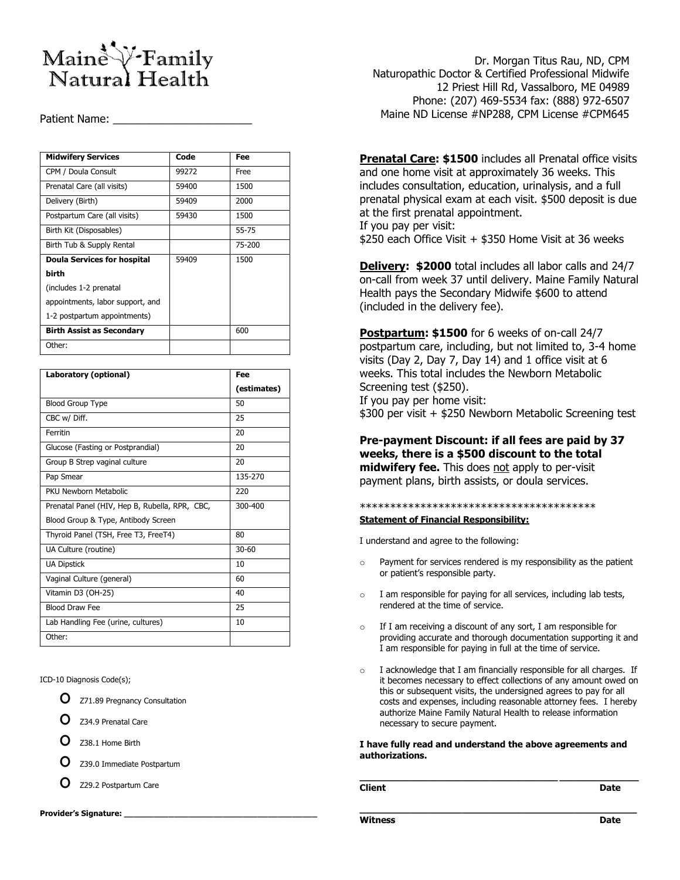Maine Family Natural Health

Dr. Morgan Titus Rau, ND, CPM
Naturopathic Doctor & Certified Professional Midwife
12 Priest Hill Rd, Vassalboro, ME 04989
Phone: (207) 469-5534 fax: (888) 972-6507
Maine ND License #NP288, CPM License #CPM645

Patient Name: ______________________

| Midwifery Services | Code | Fee |
|---|---|---|
| CPM / Doula Consult | 99272 | Free |
| Prenatal Care (all visits) | 59400 | 1500 |
| Delivery (Birth) | 59409 | 2000 |
| Postpartum Care (all visits) | 59430 | 1500 |
| Birth Kit (Disposables) | | 55-75 |
| Birth Tub & Supply Rental | | 75-200 |
| **Doula Services for hospital birth** (includes 1-2 prenatal appointments, labor support, and 1-2 postpartum appointments) | 59409 | 1500 |
| **Birth Assist as Secondary** | | 600 |
| Other: | | |

| Laboratory (optional) | Fee (estimates) |
|---|---|
| Blood Group Type | 50 |
| CBC w/ Diff. | 25 |
| Ferritin | 20 |
| Glucose (Fasting or Postprandial) | 20 |
| Group B Strep vaginal culture | 20 |
| Pap Smear | 135-270 |
| PKU Newborn Metabolic | 220 |
| Prenatal Panel (HIV, Hep B, Rubella, RPR, CBC, Blood Group & Type, Antibody Screen | 300-400 |
| Thyroid Panel (TSH, Free T3, FreeT4) | 80 |
| UA Culture (routine) | 30-60 |
| UA Dipstick | 10 |
| Vaginal Culture (general) | 60 |
| Vitamin D3 (OH-25) | 40 |
| Blood Draw Fee | 25 |
| Lab Handling Fee (urine, cultures) | 10 |
| Other: | |

ICD-10 Diagnosis Code(s);

- o Z71.89 Pregnancy Consultation
- o Z34.9 Prenatal Care
- o Z38.1 Home Birth
- o Z39.0 Immediate Postpartum
- o Z29.2 Postpartum Care

**Provider's Signature:** ______________________________________

**Prenatal Care: $1500** includes all Prenatal office visits and one home visit at approximately 36 weeks. This includes consultation, education, urinalysis, and a full prenatal physical exam at each visit. $500 deposit is due at the first prenatal appointment.
If you pay per visit:
$250 each Office Visit + $350 Home Visit at 36 weeks

**Delivery: $2000** total includes all labor calls and 24/7 on-call from week 37 until delivery. Maine Family Natural Health pays the Secondary Midwife $600 to attend (included in the delivery fee).

**Postpartum: $1500** for 6 weeks of on-call 24/7 postpartum care, including, but not limited to, 3-4 home visits (Day 2, Day 7, Day 14) and 1 office visit at 6 weeks. This total includes the Newborn Metabolic Screening test ($250).
If you pay per home visit:
$300 per visit + $250 Newborn Metabolic Screening test

**Pre-payment Discount: if all fees are paid by 37 weeks, there is a $500 discount to the total midwifery fee.** This does not apply to per-visit payment plans, birth assists, or doula services.

***************************************

**Statement of Financial Responsibility:**

I understand and agree to the following:

- Payment for services rendered is my responsibility as the patient or patient's responsible party.
- I am responsible for paying for all services, including lab tests, rendered at the time of service.
- If I am receiving a discount of any sort, I am responsible for providing accurate and thorough documentation supporting it and I am responsible for paying in full at the time of service.
- I acknowledge that I am financially responsible for all charges. If it becomes necessary to effect collections of any amount owed on this or subsequent visits, the undersigned agrees to pay for all costs and expenses, including reasonable attorney fees. I hereby authorize Maine Family Natural Health to release information necessary to secure payment.

**I have fully read and understand the above agreements and authorizations.**

______________________________________ ______________
**Client** **Date**

______________________________________ ______________
**Witness** **Date**